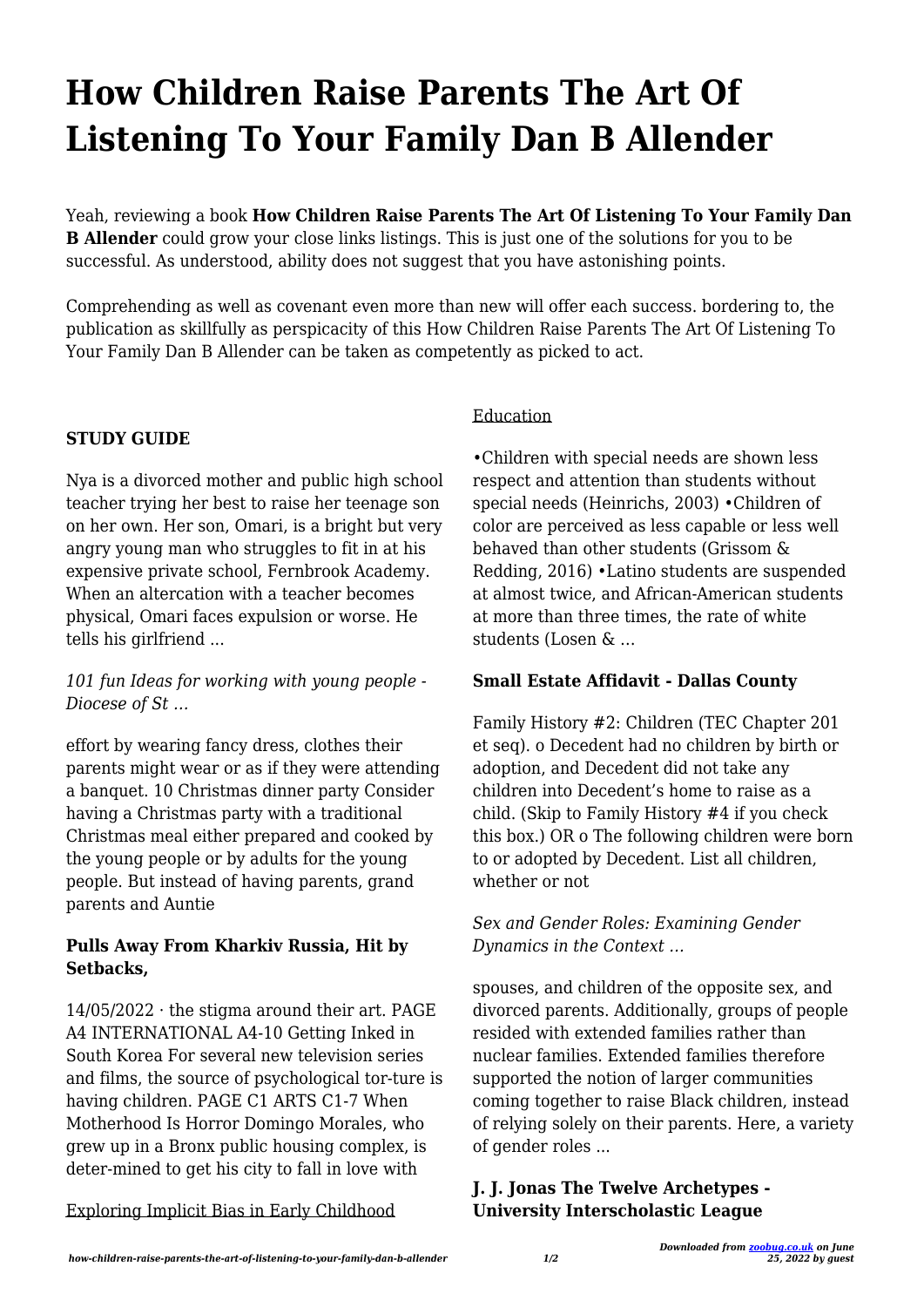# How Children Raise Parents The Art Of Listening To Your Family Dan B Allender

Yeah, reviewing a book **How Children Raise Parents The Art Of Listening To Your Family Dan B Allender** could grow your close links listings. This is just one of the solutions for you to be successful. As understood, ability does not suggest that you have astonishing points.

Comprehending as well as covenant even more than new will offer each success. bordering to, the publication as skillfully as perspicacity of this How Children Raise Parents The Art Of Listening To Your Family Dan B Allender can be taken as competently as picked to act.

**STUDY GUIDE**

Nya is a divorced mother and public high school teacher trying her best to raise her teenage son on her own. Her son, Omari, is a bright but very angry young man who struggles to fit in at his expensive private school, Fernbrook Academy. When an altercation with a teacher becomes physical, Omari faces expulsion or worse. He tells his girlfriend ...

*101 fun Ideas for working with young people - Diocese of St …*

effort by wearing fancy dress, clothes their parents might wear or as if they were attending a banquet. 10 Christmas dinner party Consider having a Christmas party with a traditional Christmas meal either prepared and cooked by the young people or by adults for the young people. But instead of having parents, grand parents and Auntie

**Pulls Away From Kharkiv Russia, Hit by Setbacks,**

14/05/2022 · the stigma around their art. PAGE A4 INTERNATIONAL A4-10 Getting Inked in South Korea For several new television series and films, the source of psychological tor-ture is having children. PAGE C1 ARTS C1-7 When Motherhood Is Horror Domingo Morales, who grew up in a Bronx public housing complex, is deter-mined to get his city to fall in love with

Exploring Implicit Bias in Early Childhood Education

•Children with special needs are shown less respect and attention than students without special needs (Heinrichs, 2003) •Children of color are perceived as less capable or less well behaved than other students (Grissom & Redding, 2016) •Latino students are suspended at almost twice, and African-American students at more than three times, the rate of white students (Losen & …

**Small Estate Affidavit - Dallas County**

Family History #2: Children (TEC Chapter 201 et seq). o Decedent had no children by birth or adoption, and Decedent did not take any children into Decedent's home to raise as a child. (Skip to Family History #4 if you check this box.) OR o The following children were born to or adopted by Decedent. List all children, whether or not

*Sex and Gender Roles: Examining Gender Dynamics in the Context …*

spouses, and children of the opposite sex, and divorced parents. Additionally, groups of people resided with extended families rather than nuclear families. Extended families therefore supported the notion of larger communities coming together to raise Black children, instead of relying solely on their parents. Here, a variety of gender roles ...

**J. J. Jonas The Twelve Archetypes - University Interscholastic League**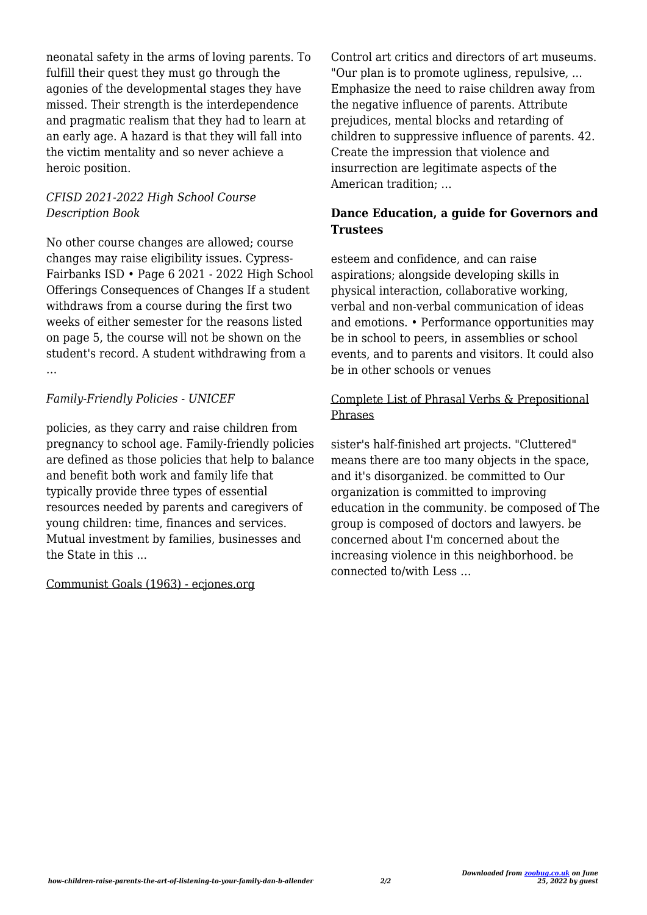neonatal safety in the arms of loving parents. To fulfill their quest they must go through the agonies of the developmental stages they have missed. Their strength is the interdependence and pragmatic realism that they had to learn at an early age. A hazard is that they will fall into the victim mentality and so never achieve a heroic position.

*CFISD 2021-2022 High School Course Description Book*

No other course changes are allowed; course changes may raise eligibility issues. Cypress-Fairbanks ISD • Page 6 2021 - 2022 High School Offerings Consequences of Changes If a student withdraws from a course during the first two weeks of either semester for the reasons listed on page 5, the course will not be shown on the student's record. A student withdrawing from a …

*Family-Friendly Policies - UNICEF*

policies, as they carry and raise children from pregnancy to school age. Family-friendly policies are defined as those policies that help to balance and benefit both work and family life that typically provide three types of essential resources needed by parents and caregivers of young children: time, finances and services. Mutual investment by families, businesses and the State in this ...

Communist Goals (1963) - ecjones.org

Control art critics and directors of art museums. "Our plan is to promote ugliness, repulsive, ... Emphasize the need to raise children away from the negative influence of parents. Attribute prejudices, mental blocks and retarding of children to suppressive influence of parents. 42. Create the impression that violence and insurrection are legitimate aspects of the American tradition; …

**Dance Education, a guide for Governors and Trustees**

esteem and confidence, and can raise aspirations; alongside developing skills in physical interaction, collaborative working, verbal and non-verbal communication of ideas and emotions. • Performance opportunities may be in school to peers, in assemblies or school events, and to parents and visitors. It could also be in other schools or venues

Complete List of Phrasal Verbs & Prepositional Phrases

sister's half-finished art projects. "Cluttered" means there are too many objects in the space, and it's disorganized. be committed to Our organization is committed to improving education in the community. be composed of The group is composed of doctors and lawyers. be concerned about I'm concerned about the increasing violence in this neighborhood. be connected to/with Less …